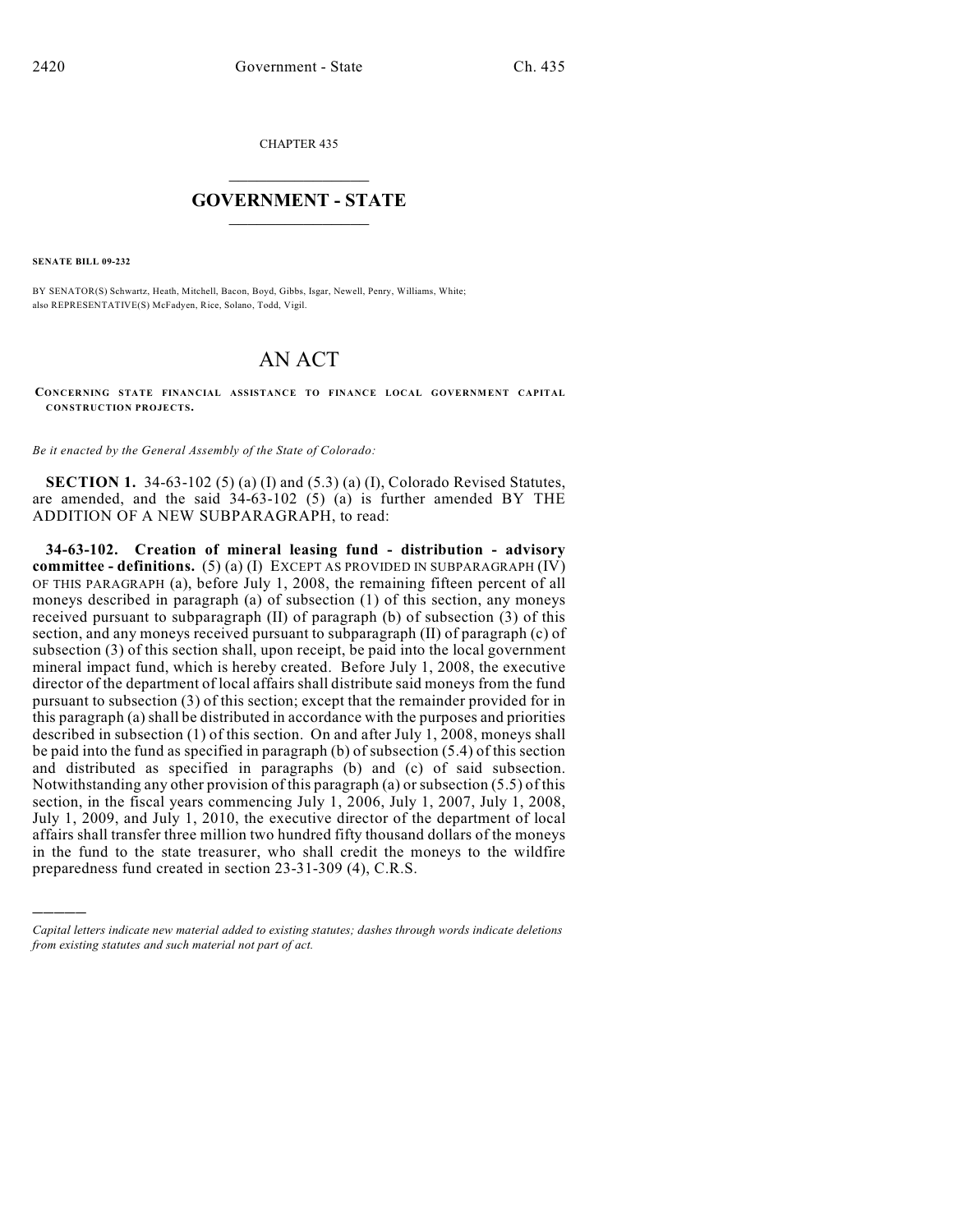CHAPTER 435

## GOVERNMENT - STATE

**SENATE BILL 09-232**

BY SENATOR(S) Schwartz, Heath, Mitchell, Bacon, Boyd, Gibbs, Isgar, Newell, Penry, Williams, White; also REPRESENTATIVE(S) McFadyen, Rice, Solano, Todd, Vigil.

# AN ACT

**CONCERNING STATE FINANCIAL ASSISTANCE TO FINANCE LOCAL GOVERNMENT CAPITAL CONSTRUCTION PROJECTS.**

*Be it enacted by the General Assembly of the State of Colorado:*

**SECTION 1.** 34-63-102 (5) (a) (I) and (5.3) (a) (I), Colorado Revised Statutes, are amended, and the said 34-63-102 (5) (a) is further amended BY THE ADDITION OF A NEW SUBPARAGRAPH, to read:

**34-63-102. Creation of mineral leasing fund - distribution - advisory committee - definitions.** (5) (a) (I) EXCEPT AS PROVIDED IN SUBPARAGRAPH (IV) OF THIS PARAGRAPH (a), before July 1, 2008, the remaining fifteen percent of all moneys described in paragraph (a) of subsection (1) of this section, any moneys received pursuant to subparagraph (II) of paragraph (b) of subsection (3) of this section, and any moneys received pursuant to subparagraph (II) of paragraph (c) of subsection (3) of this section shall, upon receipt, be paid into the local government mineral impact fund, which is hereby created. Before July 1, 2008, the executive director of the department of local affairs shall distribute said moneys from the fund pursuant to subsection (3) of this section; except that the remainder provided for in this paragraph (a) shall be distributed in accordance with the purposes and priorities described in subsection (1) of this section. On and after July 1, 2008, moneys shall be paid into the fund as specified in paragraph (b) of subsection (5.4) of this section and distributed as specified in paragraphs (b) and (c) of said subsection. Notwithstanding any other provision of this paragraph (a) or subsection (5.5) of this section, in the fiscal years commencing July 1, 2006, July 1, 2007, July 1, 2008, July 1, 2009, and July 1, 2010, the executive director of the department of local affairs shall transfer three million two hundred fifty thousand dollars of the moneys in the fund to the state treasurer, who shall credit the moneys to the wildfire preparedness fund created in section 23-31-309 (4), C.R.S.

---

*Capital letters indicate new material added to existing statutes; dashes through words indicate deletions from existing statutes and such material not part of act.*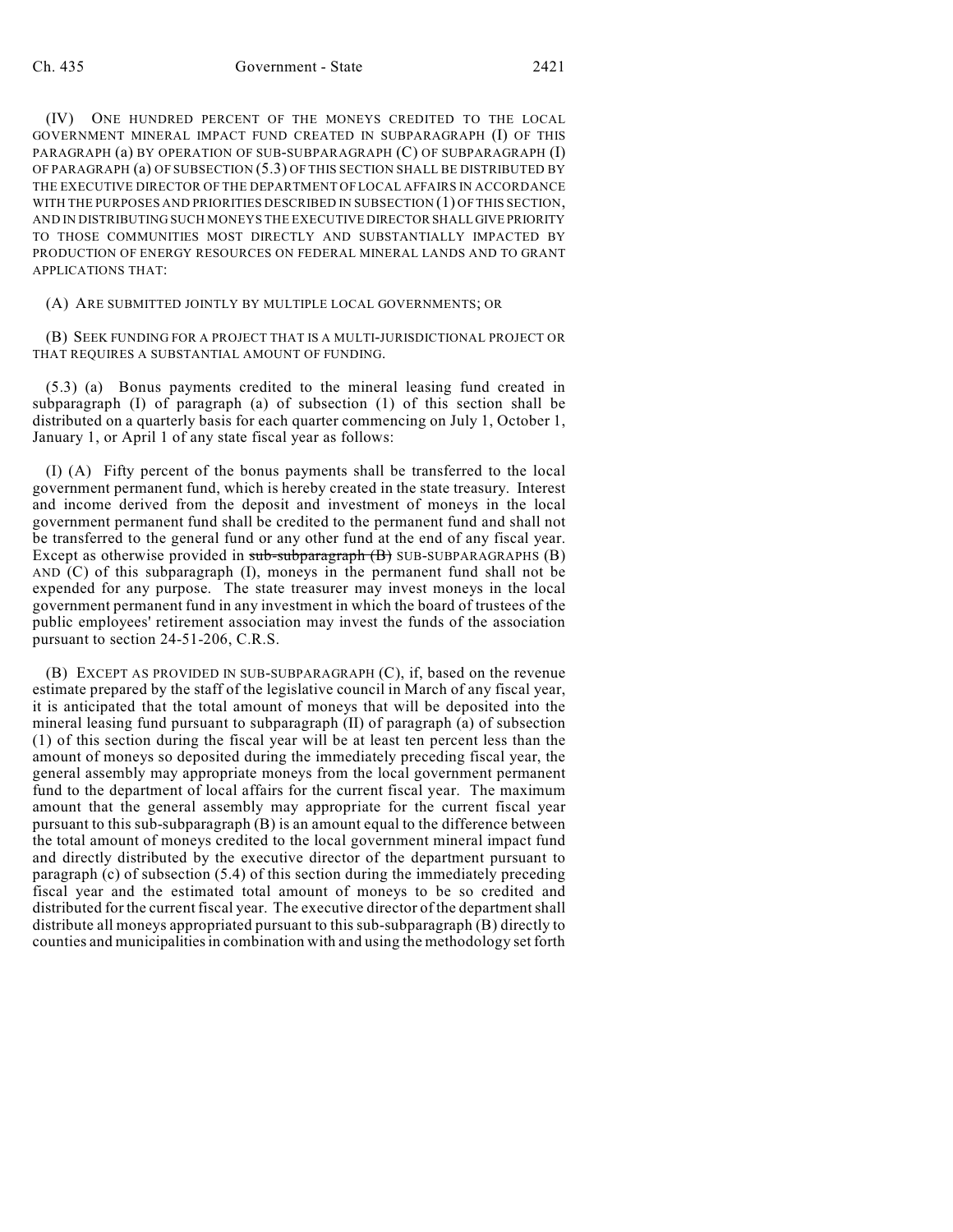(IV) ONE HUNDRED PERCENT OF THE MONEYS CREDITED TO THE LOCAL GOVERNMENT MINERAL IMPACT FUND CREATED IN SUBPARAGRAPH (I) OF THIS PARAGRAPH (a) BY OPERATION OF SUB-SUBPARAGRAPH (C) OF SUBPARAGRAPH (I) OF PARAGRAPH (a) OF SUBSECTION (5.3) OF THIS SECTION SHALL BE DISTRIBUTED BY THE EXECUTIVE DIRECTOR OF THE DEPARTMENT OF LOCAL AFFAIRS IN ACCORDANCE WITH THE PURPOSES AND PRIORITIES DESCRIBED IN SUBSECTION (1) OF THIS SECTION, AND IN DISTRIBUTING SUCH MONEYS THE EXECUTIVE DIRECTOR SHALL GIVE PRIORITY TO THOSE COMMUNITIES MOST DIRECTLY AND SUBSTANTIALLY IMPACTED BY PRODUCTION OF ENERGY RESOURCES ON FEDERAL MINERAL LANDS AND TO GRANT APPLICATIONS THAT:

(A) ARE SUBMITTED JOINTLY BY MULTIPLE LOCAL GOVERNMENTS; OR

(B) SEEK FUNDING FOR A PROJECT THAT IS A MULTI-JURISDICTIONAL PROJECT OR THAT REQUIRES A SUBSTANTIAL AMOUNT OF FUNDING.

(5.3) (a) Bonus payments credited to the mineral leasing fund created in subparagraph (I) of paragraph (a) of subsection (1) of this section shall be distributed on a quarterly basis for each quarter commencing on July 1, October 1, January 1, or April 1 of any state fiscal year as follows:

(I) (A) Fifty percent of the bonus payments shall be transferred to the local government permanent fund, which is hereby created in the state treasury. Interest and income derived from the deposit and investment of moneys in the local government permanent fund shall be credited to the permanent fund and shall not be transferred to the general fund or any other fund at the end of any fiscal year. Except as otherwise provided in ~~sub-subparagraph (B)~~ SUB-SUBPARAGRAPHS (B) AND (C) of this subparagraph (I), moneys in the permanent fund shall not be expended for any purpose. The state treasurer may invest moneys in the local government permanent fund in any investment in which the board of trustees of the public employees' retirement association may invest the funds of the association pursuant to section 24-51-206, C.R.S.

(B) EXCEPT AS PROVIDED IN SUB-SUBPARAGRAPH (C), if, based on the revenue estimate prepared by the staff of the legislative council in March of any fiscal year, it is anticipated that the total amount of moneys that will be deposited into the mineral leasing fund pursuant to subparagraph (II) of paragraph (a) of subsection (1) of this section during the fiscal year will be at least ten percent less than the amount of moneys so deposited during the immediately preceding fiscal year, the general assembly may appropriate moneys from the local government permanent fund to the department of local affairs for the current fiscal year. The maximum amount that the general assembly may appropriate for the current fiscal year pursuant to this sub-subparagraph (B) is an amount equal to the difference between the total amount of moneys credited to the local government mineral impact fund and directly distributed by the executive director of the department pursuant to paragraph (c) of subsection (5.4) of this section during the immediately preceding fiscal year and the estimated total amount of moneys to be so credited and distributed for the current fiscal year. The executive director of the department shall distribute all moneys appropriated pursuant to this sub-subparagraph (B) directly to counties and municipalities in combination with and using the methodology set forth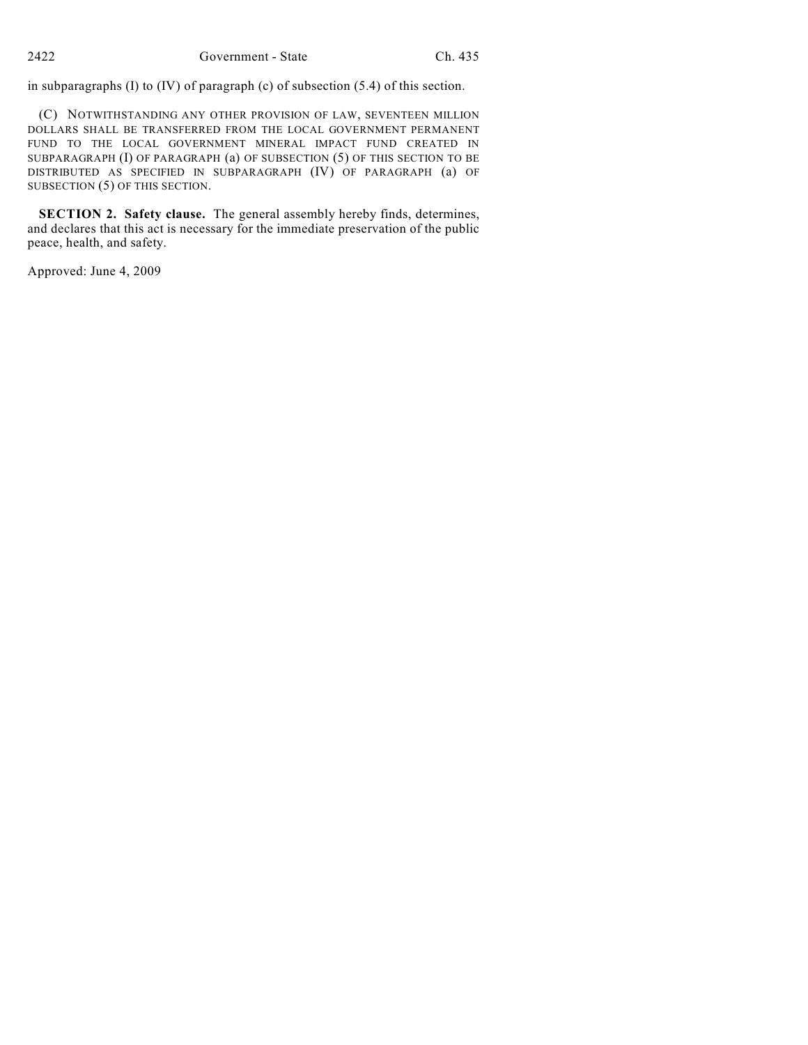in subparagraphs (I) to (IV) of paragraph (c) of subsection (5.4) of this section.

(C) NOTWITHSTANDING ANY OTHER PROVISION OF LAW, SEVENTEEN MILLION DOLLARS SHALL BE TRANSFERRED FROM THE LOCAL GOVERNMENT PERMANENT FUND TO THE LOCAL GOVERNMENT MINERAL IMPACT FUND CREATED IN SUBPARAGRAPH (I) OF PARAGRAPH (a) OF SUBSECTION (5) OF THIS SECTION TO BE DISTRIBUTED AS SPECIFIED IN SUBPARAGRAPH (IV) OF PARAGRAPH (a) OF SUBSECTION (5) OF THIS SECTION.

**SECTION 2. Safety clause.** The general assembly hereby finds, determines, and declares that this act is necessary for the immediate preservation of the public peace, health, and safety.

Approved: June 4, 2009